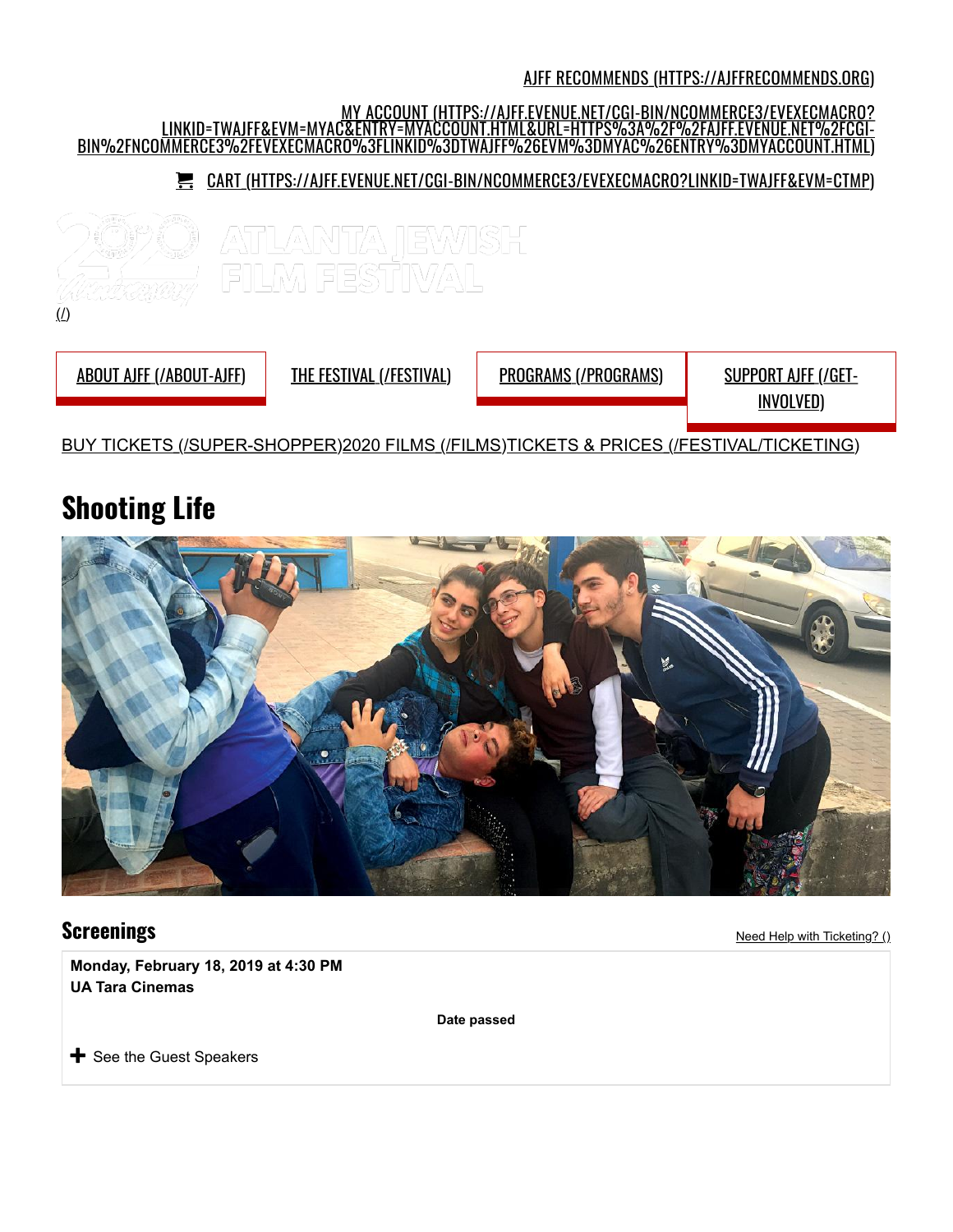AJFF RECOMMENDS (HTTPS://AJFFRECOMMENDS.ORG)

MY ACCOUNT (HTTPS://AJFF.EVENUE.NET/CGI-BIN/NCOMMERCE3/EVEXECMACRO?LINKID=TWAJFF&EVM=MYAC&ENTRY=MYACCOUNT.HTML&URL=HTTPS%3A%2F%2FAJFF.EVENUE.NET%2FCGI-BIN%2FNCOMMERCE3%2FEVEXECMACRO%3FLINKID%3DTWAJFF%26EVM%3DMYAC%26ENTRY%3DMYACCOUNT.HTML)

CART (HTTPS://AJFF.EVENUE.NET/CGI-BIN/NCOMMERCE3/EVEXECMACRO?LINKID=TWAJFF&EVM=CTMP)

ATLANTA JEWISH FILM FESTIVAL

(/)

ABOUT AJFF (/ABOUT-AJFF) | THE FESTIVAL (/FESTIVAL) | PROGRAMS (/PROGRAMS) | SUPPORT AJFF (/GET-INVOLVED)

BUY TICKETS (/SUPER-SHOPPER) 2020 FILMS (/FILMS) TICKETS & PRICES (/FESTIVAL/TICKETING)

# Shooting Life

## Screenings

Need Help with Ticketing? ()

**Monday, February 18, 2019 at 4:30 PM**
**UA Tara Cinemas**

**Date passed**

See the Guest Speakers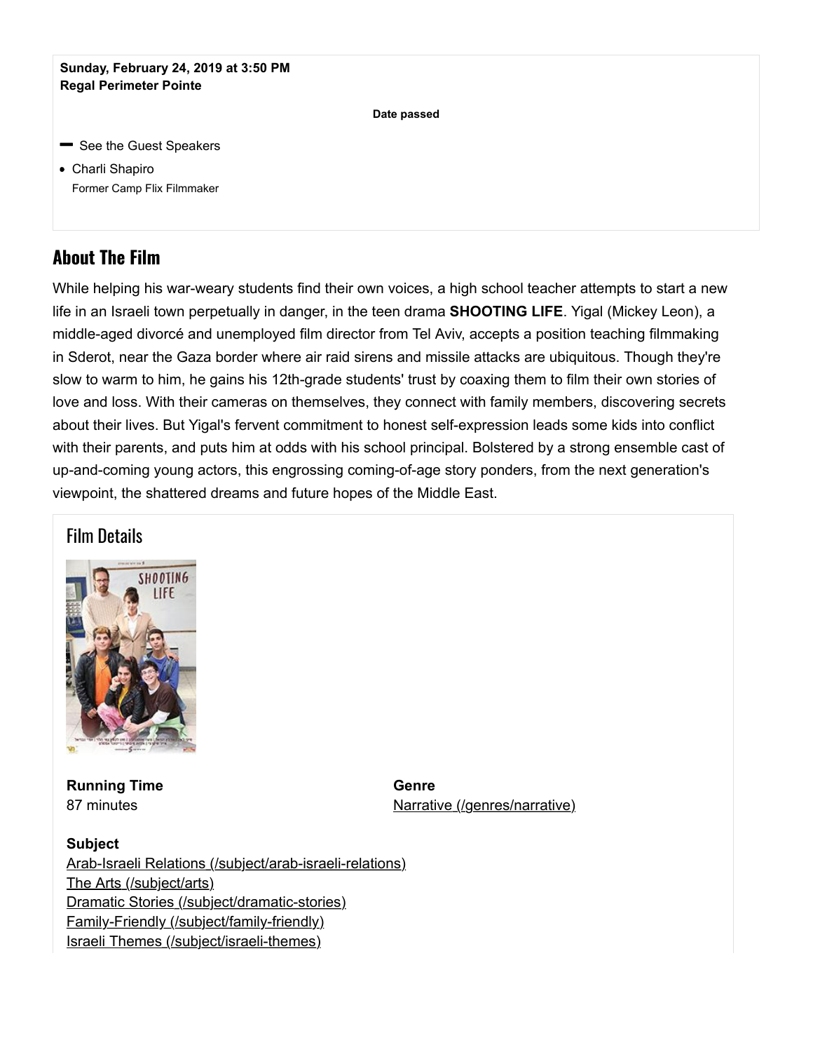**Sunday, February 24, 2019 at 3:50 PM**
**Regal Perimeter Pointe**

**Date passed**

— See the Guest Speakers

- Charli Shapiro
  Former Camp Flix Filmmaker

## About The Film

While helping his war-weary students find their own voices, a high school teacher attempts to start a new life in an Israeli town perpetually in danger, in the teen drama **SHOOTING LIFE**. Yigal (Mickey Leon), a middle-aged divorcé and unemployed film director from Tel Aviv, accepts a position teaching filmmaking in Sderot, near the Gaza border where air raid sirens and missile attacks are ubiquitous. Though they're slow to warm to him, he gains his 12th-grade students' trust by coaxing them to film their own stories of love and loss. With their cameras on themselves, they connect with family members, discovering secrets about their lives. But Yigal's fervent commitment to honest self-expression leads some kids into conflict with their parents, and puts him at odds with his school principal. Bolstered by a strong ensemble cast of up-and-coming young actors, this engrossing coming-of-age story ponders, from the next generation's viewpoint, the shattered dreams and future hopes of the Middle East.

### Film Details

**Running Time**
87 minutes

**Genre**
Narrative (/genres/narrative)

**Subject**
Arab-Israeli Relations (/subject/arab-israeli-relations)
The Arts (/subject/arts)
Dramatic Stories (/subject/dramatic-stories)
Family-Friendly (/subject/family-friendly)
Israeli Themes (/subject/israeli-themes)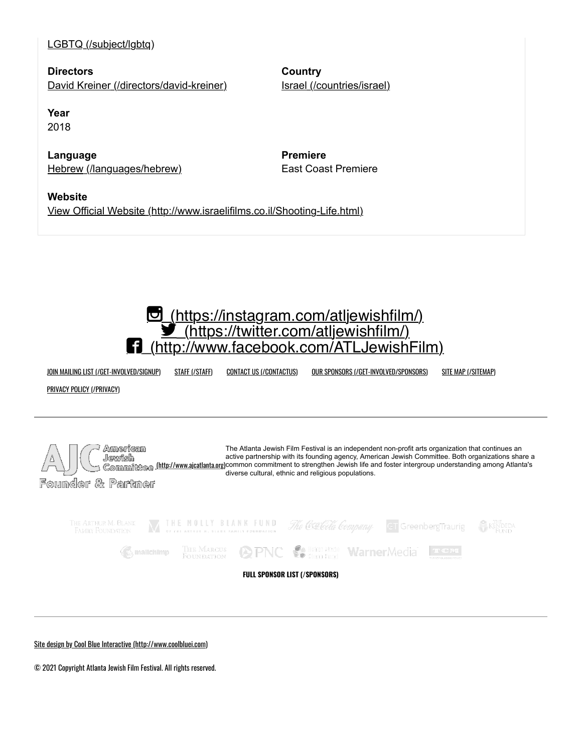LGBTQ (/subject/lgbtq)

**Directors**
David Kreiner (/directors/david-kreiner)

**Country**
Israel (/countries/israel)

**Year**
2018

**Language**
Hebrew (/languages/hebrew)

**Premiere**
East Coast Premiere

**Website**
View Official Website (http://www.israelifilms.co.il/Shooting-Life.html)

(https://instagram.com/atljewishfilm/)
(https://twitter.com/atljewishfilm/)
(http://www.facebook.com/ATLJewishFilm)

JOIN MAILING LIST (/GET-INVOLVED/SIGNUP) STAFF (/STAFF) CONTACT US (/CONTACTUS) OUR SPONSORS (/GET-INVOLVED/SPONSORS) SITE MAP (/SITEMAP)

PRIVACY POLICY (/PRIVACY)

American Jewish Committee (http://www.ajcatlanta.org)
Founder & Partner

The Atlanta Jewish Film Festival is an independent non-profit arts organization that continues an active partnership with its founding agency, American Jewish Committee. Both organizations share a common commitment to strengthen Jewish life and foster intergroup understanding among Atlanta's diverse cultural, ethnic and religious populations.

The Arthur M. Blank Family Foundation | The Molly Blank Fund | The Coca-Cola Company | Greenberg Traurig | The Kendeda Fund | mailchimp | The Marcus Foundation | PNC | WarnerMedia | TCM

FULL SPONSOR LIST (/SPONSORS)

Site design by Cool Blue Interactive (http://www.coolbluei.com)

© 2021 Copyright Atlanta Jewish Film Festival. All rights reserved.